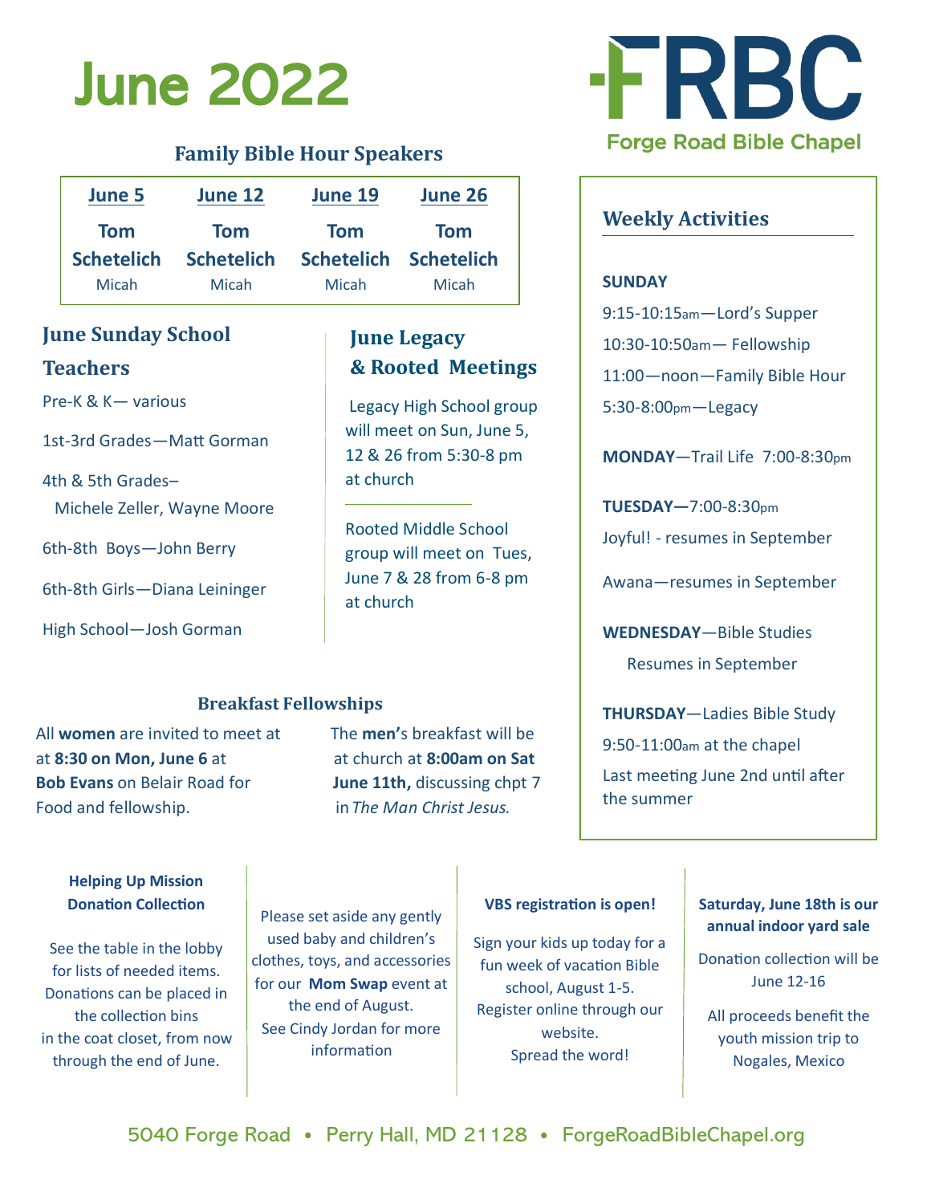# June 2022

**FRBC**
Forge Road Bible Chapel

## Family Bible Hour Speakers

| June 5 | June 12 | June 19 | June 26 |
|---|---|---|---|
| Tom Schetelich<br>Micah | Tom Schetelich<br>Micah | Tom Schetelich<br>Micah | Tom Schetelich<br>Micah |

## June Sunday School Teachers

Pre-K & K— various

1st-3rd Grades—Matt Gorman

4th & 5th Grades– Michele Zeller, Wayne Moore

6th-8th Boys—John Berry

6th-8th Girls—Diana Leininger

High School—Josh Gorman

## June Legacy & Rooted Meetings

Legacy High School group will meet on Sun, June 5, 12 & 26 from 5:30-8 pm at church

Rooted Middle School group will meet on Tues, June 7 & 28 from 6-8 pm at church

## Breakfast Fellowships

All **women** are invited to meet at at **8:30 on Mon, June 6** at **Bob Evans** on Belair Road for Food and fellowship.

The **men'**s breakfast will be at church at **8:00am on Sat June 11th,** discussing chpt 7 in *The Man Christ Jesus.*

## Weekly Activities

**SUNDAY**

9:15-10:15am—Lord's Supper

10:30-10:50am— Fellowship

11:00—noon—Family Bible Hour

5:30-8:00pm—Legacy

**MONDAY**—Trail Life 7:00-8:30pm

**TUESDAY—**7:00-8:30pm

Joyful! - resumes in September

Awana—resumes in September

**WEDNESDAY**—Bible Studies Resumes in September

**THURSDAY**—Ladies Bible Study 9:50-11:00am at the chapel

Last meeting June 2nd until after the summer

**Helping Up Mission Donation Collection**

See the table in the lobby for lists of needed items. Donations can be placed in the collection bins in the coat closet, from now through the end of June.

Please set aside any gently used baby and children's clothes, toys, and accessories for our **Mom Swap** event at the end of August. See Cindy Jordan for more information

**VBS registration is open!**

Sign your kids up today for a fun week of vacation Bible school, August 1-5. Register online through our website. Spread the word!

**Saturday, June 18th is our annual indoor yard sale**

Donation collection will be June 12-16

All proceeds benefit the youth mission trip to Nogales, Mexico

5040 Forge Road • Perry Hall, MD 21128 • ForgeRoadBibleChapel.org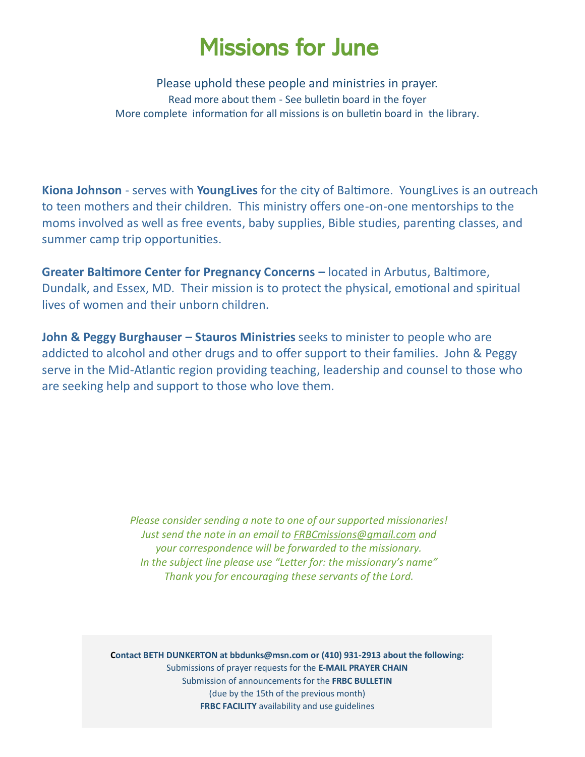# Missions for June

Please uphold these people and ministries in prayer.
Read more about them - See bulletin board in the foyer
More complete information for all missions is on bulletin board in the library.

**Kiona Johnson** - serves with **YoungLives** for the city of Baltimore. YoungLives is an outreach to teen mothers and their children. This ministry offers one-on-one mentorships to the moms involved as well as free events, baby supplies, Bible studies, parenting classes, and summer camp trip opportunities.

**Greater Baltimore Center for Pregnancy Concerns –** located in Arbutus, Baltimore, Dundalk, and Essex, MD. Their mission is to protect the physical, emotional and spiritual lives of women and their unborn children.

**John & Peggy Burghauser – Stauros Ministries** seeks to minister to people who are addicted to alcohol and other drugs and to offer support to their families. John & Peggy serve in the Mid-Atlantic region providing teaching, leadership and counsel to those who are seeking help and support to those who love them.

*Please consider sending a note to one of our supported missionaries!*
*Just send the note in an email to FRBCmissions@gmail.com and*
*your correspondence will be forwarded to the missionary.*
*In the subject line please use "Letter for: the missionary's name"*
*Thank you for encouraging these servants of the Lord.*

**Contact BETH DUNKERTON at bbdunks@msn.com or (410) 931-2913 about the following:**
Submissions of prayer requests for the **E-MAIL PRAYER CHAIN**
Submission of announcements for the **FRBC BULLETIN**
(due by the 15th of the previous month)
**FRBC FACILITY** availability and use guidelines